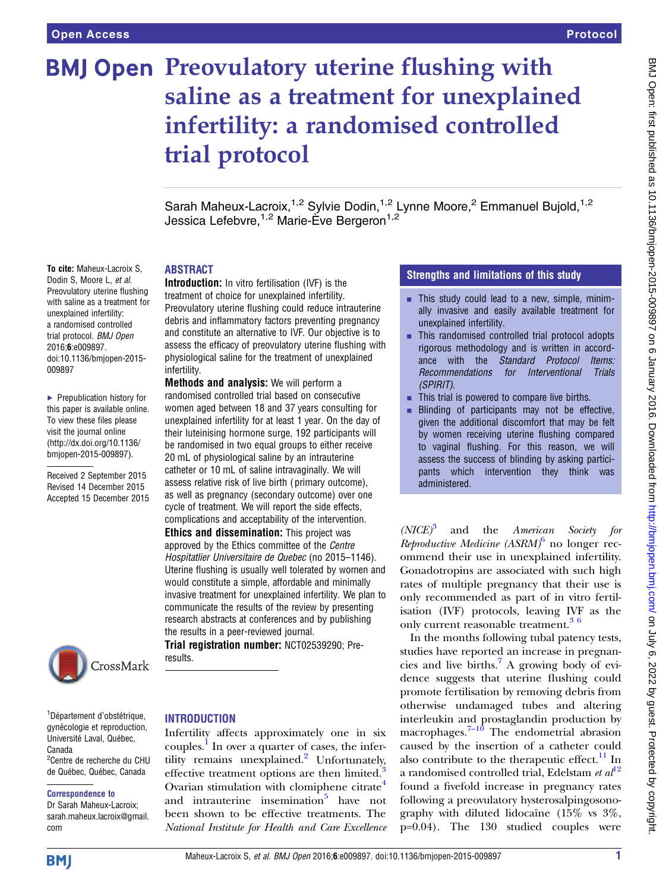# Preovulatory uterine flushing with saline as a treatment for unexplained infertility: a randomised controlled trial protocol

Sarah Maheux-Lacroix,[1,2] Sylvie Dodin,[1,2] Lynne Moore,[2] Emmanuel Bujold,[1,2] Jessica Lefebvre,[1,2] Marie-Ève Bergeron[1,2]

**To cite:** Maheux-Lacroix S, Dodin S, Moore L, *et al*. Preovulatory uterine flushing with saline as a treatment for unexplained infertility: a randomised controlled trial protocol. *BMJ Open* 2016;**6**:e009897. doi:10.1136/bmjopen-2015-009897

▸ Prepublication history for this paper is available online. To view these files please visit the journal online (http://dx.doi.org/10.1136/bmjopen-2015-009897).

Received 2 September 2015
Revised 14 December 2015
Accepted 15 December 2015

[1]Département d'obstétrique, gynécologie et reproduction, Université Laval, Québec, Canada
[2]Centre de recherche du CHU de Québec, Québec, Canada

**Correspondence to**
Dr Sarah Maheux-Lacroix; sarah.maheux.lacroix@gmail.com

## ABSTRACT

**Introduction:** In vitro fertilisation (IVF) is the treatment of choice for unexplained infertility. Preovulatory uterine flushing could reduce intrauterine debris and inflammatory factors preventing pregnancy and constitute an alternative to IVF. Our objective is to assess the efficacy of preovulatory uterine flushing with physiological saline for the treatment of unexplained infertility.

**Methods and analysis:** We will perform a randomised controlled trial based on consecutive women aged between 18 and 37 years consulting for unexplained infertility for at least 1 year. On the day of their luteinising hormone surge, 192 participants will be randomised in two equal groups to either receive 20 mL of physiological saline by an intrauterine catheter or 10 mL of saline intravaginally. We will assess relative risk of live birth (primary outcome), as well as pregnancy (secondary outcome) over one cycle of treatment. We will report the side effects, complications and acceptability of the intervention.

**Ethics and dissemination:** This project was approved by the Ethics committee of the *Centre Hospitatlier Universitaire de Quebec* (no 2015–1146). Uterine flushing is usually well tolerated by women and would constitute a simple, affordable and minimally invasive treatment for unexplained infertility. We plan to communicate the results of the review by presenting research abstracts at conferences and by publishing the results in a peer-reviewed journal.

**Trial registration number:** NCT02539290; Pre-results.

## Strengths and limitations of this study

- This study could lead to a new, simple, minimally invasive and easily available treatment for unexplained infertility.
- This randomised controlled trial protocol adopts rigorous methodology and is written in accordance with the *Standard Protocol Items: Recommendations for Interventional Trials (SPIRIT)*.
- This trial is powered to compare live births.
- Blinding of participants may not be effective, given the additional discomfort that may be felt by women receiving uterine flushing compared to vaginal flushing. For this reason, we will assess the success of blinding by asking participants which intervention they think was administered.

## INTRODUCTION

Infertility affects approximately one in six couples.[1] In over a quarter of cases, the infertility remains unexplained.[2] Unfortunately, effective treatment options are then limited.[3] Ovarian stimulation with clomiphene citrate[4] and intrauterine insemination[5] have not been shown to be effective treatments. The *National Institute for Health and Care Excellence (NICE)*[3] and the *American Society for Reproductive Medicine (ASRM)*[6] no longer recommend their use in unexplained infertility. Gonadotropins are associated with such high rates of multiple pregnancy that their use is only recommended as part of in vitro fertilisation (IVF) protocols, leaving IVF as the only current reasonable treatment.[3 6]

In the months following tubal patency tests, studies have reported an increase in pregnancies and live births.[7] A growing body of evidence suggests that uterine flushing could promote fertilisation by removing debris from otherwise undamaged tubes and altering interleukin and prostaglandin production by macrophages.[7–10] The endometrial abrasion caused by the insertion of a catheter could also contribute to the therapeutic effect.[11] In a randomised controlled trial, Edelstam *et al*[12] found a fivefold increase in pregnancy rates following a preovulatory hysterosalpingosonography with diluted lidocaïne (15% vs 3%, p=0.04). The 130 studied couples were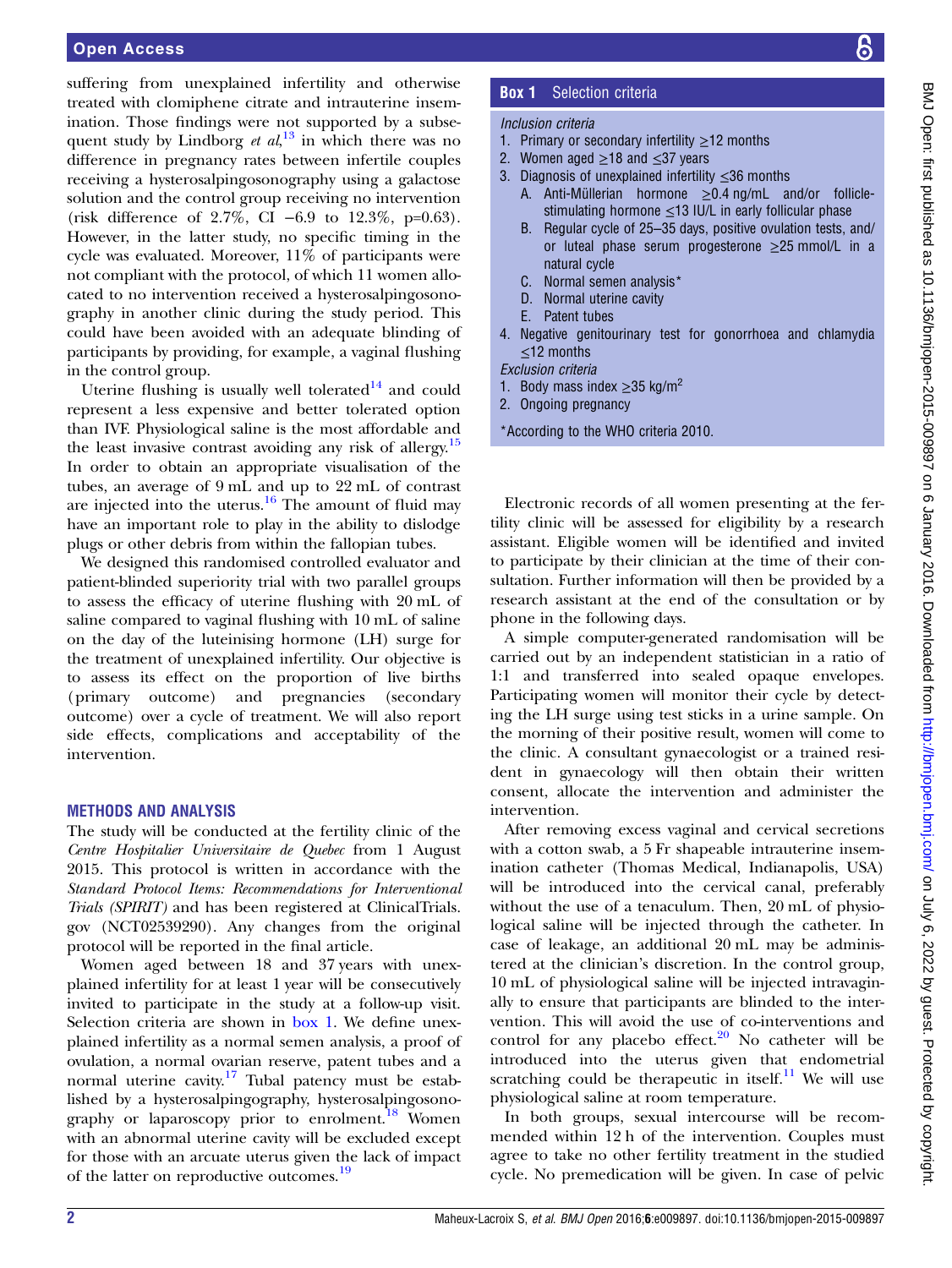suffering from unexplained infertility and otherwise treated with clomiphene citrate and intrauterine insemination. Those findings were not supported by a subsequent study by Lindborg *et al*,[13] in which there was no difference in pregnancy rates between infertile couples receiving a hysterosalpingosonography using a galactose solution and the control group receiving no intervention (risk difference of 2.7%, CI −6.9 to 12.3%, p=0.63). However, in the latter study, no specific timing in the cycle was evaluated. Moreover, 11% of participants were not compliant with the protocol, of which 11 women allocated to no intervention received a hysterosalpingosonography in another clinic during the study period. This could have been avoided with an adequate blinding of participants by providing, for example, a vaginal flushing in the control group.

Uterine flushing is usually well tolerated[14] and could represent a less expensive and better tolerated option than IVF. Physiological saline is the most affordable and the least invasive contrast avoiding any risk of allergy.[15] In order to obtain an appropriate visualisation of the tubes, an average of 9 mL and up to 22 mL of contrast are injected into the uterus.[16] The amount of fluid may have an important role to play in the ability to dislodge plugs or other debris from within the fallopian tubes.

We designed this randomised controlled evaluator and patient-blinded superiority trial with two parallel groups to assess the efficacy of uterine flushing with 20 mL of saline compared to vaginal flushing with 10 mL of saline on the day of the luteinising hormone (LH) surge for the treatment of unexplained infertility. Our objective is to assess its effect on the proportion of live births (primary outcome) and pregnancies (secondary outcome) over a cycle of treatment. We will also report side effects, complications and acceptability of the intervention.

## METHODS AND ANALYSIS

The study will be conducted at the fertility clinic of the *Centre Hospitalier Universitaire de Quebec* from 1 August 2015. This protocol is written in accordance with the *Standard Protocol Items: Recommendations for Interventional Trials (SPIRIT)* and has been registered at ClinicalTrials.gov (NCT02539290). Any changes from the original protocol will be reported in the final article.

Women aged between 18 and 37 years with unexplained infertility for at least 1 year will be consecutively invited to participate in the study at a follow-up visit. Selection criteria are shown in box 1. We define unexplained infertility as a normal semen analysis, a proof of ovulation, a normal ovarian reserve, patent tubes and a normal uterine cavity.[17] Tubal patency must be established by a hysterosalpingography, hysterosalpingosonography or laparoscopy prior to enrolment.[18] Women with an abnormal uterine cavity will be excluded except for those with an arcuate uterus given the lack of impact of the latter on reproductive outcomes.[19]

**Box 1 Selection criteria**

*Inclusion criteria*

1. Primary or secondary infertility ≥12 months
2. Women aged ≥18 and ≤37 years
3. Diagnosis of unexplained infertility ≤36 months
   A. Anti-Müllerian hormone ≥0.4 ng/mL and/or follicle-stimulating hormone ≤13 IU/L in early follicular phase
   B. Regular cycle of 25–35 days, positive ovulation tests, and/or luteal phase serum progesterone ≥25 mmol/L in a natural cycle
   C. Normal semen analysis*
   D. Normal uterine cavity
   E. Patent tubes
4. Negative genitourinary test for gonorrhoea and chlamydia ≤12 months

*Exclusion criteria*

1. Body mass index ≥35 kg/m$^2$
2. Ongoing pregnancy

*According to the WHO criteria 2010.

Electronic records of all women presenting at the fertility clinic will be assessed for eligibility by a research assistant. Eligible women will be identified and invited to participate by their clinician at the time of their consultation. Further information will then be provided by a research assistant at the end of the consultation or by phone in the following days.

A simple computer-generated randomisation will be carried out by an independent statistician in a ratio of 1:1 and transferred into sealed opaque envelopes. Participating women will monitor their cycle by detecting the LH surge using test sticks in a urine sample. On the morning of their positive result, women will come to the clinic. A consultant gynaecologist or a trained resident in gynaecology will then obtain their written consent, allocate the intervention and administer the intervention.

After removing excess vaginal and cervical secretions with a cotton swab, a 5 Fr shapeable intrauterine insemination catheter (Thomas Medical, Indianapolis, USA) will be introduced into the cervical canal, preferably without the use of a tenaculum. Then, 20 mL of physiological saline will be injected through the catheter. In case of leakage, an additional 20 mL may be administered at the clinician's discretion. In the control group, 10 mL of physiological saline will be injected intravaginally to ensure that participants are blinded to the intervention. This will avoid the use of co-interventions and control for any placebo effect.[20] No catheter will be introduced into the uterus given that endometrial scratching could be therapeutic in itself.[11] We will use physiological saline at room temperature.

In both groups, sexual intercourse will be recommended within 12 h of the intervention. Couples must agree to take no other fertility treatment in the studied cycle. No premedication will be given. In case of pelvic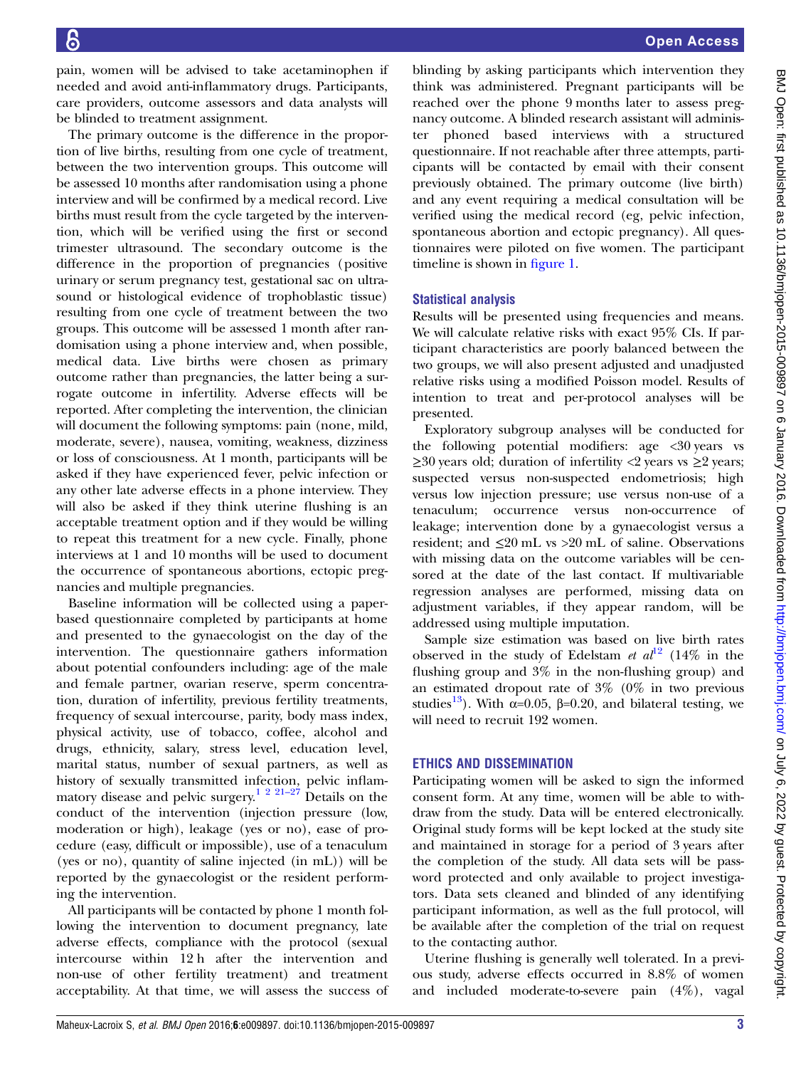pain, women will be advised to take acetaminophen if needed and avoid anti-inflammatory drugs. Participants, care providers, outcome assessors and data analysts will be blinded to treatment assignment.

The primary outcome is the difference in the proportion of live births, resulting from one cycle of treatment, between the two intervention groups. This outcome will be assessed 10 months after randomisation using a phone interview and will be confirmed by a medical record. Live births must result from the cycle targeted by the intervention, which will be verified using the first or second trimester ultrasound. The secondary outcome is the difference in the proportion of pregnancies (positive urinary or serum pregnancy test, gestational sac on ultrasound or histological evidence of trophoblastic tissue) resulting from one cycle of treatment between the two groups. This outcome will be assessed 1 month after randomisation using a phone interview and, when possible, medical data. Live births were chosen as primary outcome rather than pregnancies, the latter being a surrogate outcome in infertility. Adverse effects will be reported. After completing the intervention, the clinician will document the following symptoms: pain (none, mild, moderate, severe), nausea, vomiting, weakness, dizziness or loss of consciousness. At 1 month, participants will be asked if they have experienced fever, pelvic infection or any other late adverse effects in a phone interview. They will also be asked if they think uterine flushing is an acceptable treatment option and if they would be willing to repeat this treatment for a new cycle. Finally, phone interviews at 1 and 10 months will be used to document the occurrence of spontaneous abortions, ectopic pregnancies and multiple pregnancies.

Baseline information will be collected using a paper-based questionnaire completed by participants at home and presented to the gynaecologist on the day of the intervention. The questionnaire gathers information about potential confounders including: age of the male and female partner, ovarian reserve, sperm concentration, duration of infertility, previous fertility treatments, frequency of sexual intercourse, parity, body mass index, physical activity, use of tobacco, coffee, alcohol and drugs, ethnicity, salary, stress level, education level, marital status, number of sexual partners, as well as history of sexually transmitted infection, pelvic inflammatory disease and pelvic surgery.[1 2 21–27] Details on the conduct of the intervention (injection pressure (low, moderation or high), leakage (yes or no), ease of procedure (easy, difficult or impossible), use of a tenaculum (yes or no), quantity of saline injected (in mL)) will be reported by the gynaecologist or the resident performing the intervention.

All participants will be contacted by phone 1 month following the intervention to document pregnancy, late adverse effects, compliance with the protocol (sexual intercourse within 12 h after the intervention and non-use of other fertility treatment) and treatment acceptability. At that time, we will assess the success of blinding by asking participants which intervention they think was administered. Pregnant participants will be reached over the phone 9 months later to assess pregnancy outcome. A blinded research assistant will administer phoned based interviews with a structured questionnaire. If not reachable after three attempts, participants will be contacted by email with their consent previously obtained. The primary outcome (live birth) and any event requiring a medical consultation will be verified using the medical record (eg, pelvic infection, spontaneous abortion and ectopic pregnancy). All questionnaires were piloted on five women. The participant timeline is shown in figure 1.

### Statistical analysis

Results will be presented using frequencies and means. We will calculate relative risks with exact 95% CIs. If participant characteristics are poorly balanced between the two groups, we will also present adjusted and unadjusted relative risks using a modified Poisson model. Results of intention to treat and per-protocol analyses will be presented.

Exploratory subgroup analyses will be conducted for the following potential modifiers: age <30 years vs ≥30 years old; duration of infertility <2 years vs ≥2 years; suspected versus non-suspected endometriosis; high versus low injection pressure; use versus non-use of a tenaculum; occurrence versus non-occurrence of leakage; intervention done by a gynaecologist versus a resident; and ≤20 mL vs >20 mL of saline. Observations with missing data on the outcome variables will be censored at the date of the last contact. If multivariable regression analyses are performed, missing data on adjustment variables, if they appear random, will be addressed using multiple imputation.

Sample size estimation was based on live birth rates observed in the study of Edelstam *et al*[12] (14% in the flushing group and 3% in the non-flushing group) and an estimated dropout rate of 3% (0% in two previous studies[13]). With $\alpha$=0.05, $\beta$=0.20, and bilateral testing, we will need to recruit 192 women.

## ETHICS AND DISSEMINATION

Participating women will be asked to sign the informed consent form. At any time, women will be able to withdraw from the study. Data will be entered electronically. Original study forms will be kept locked at the study site and maintained in storage for a period of 3 years after the completion of the study. All data sets will be password protected and only available to project investigators. Data sets cleaned and blinded of any identifying participant information, as well as the full protocol, will be available after the completion of the trial on request to the contacting author.

Uterine flushing is generally well tolerated. In a previous study, adverse effects occurred in 8.8% of women and included moderate-to-severe pain (4%), vagal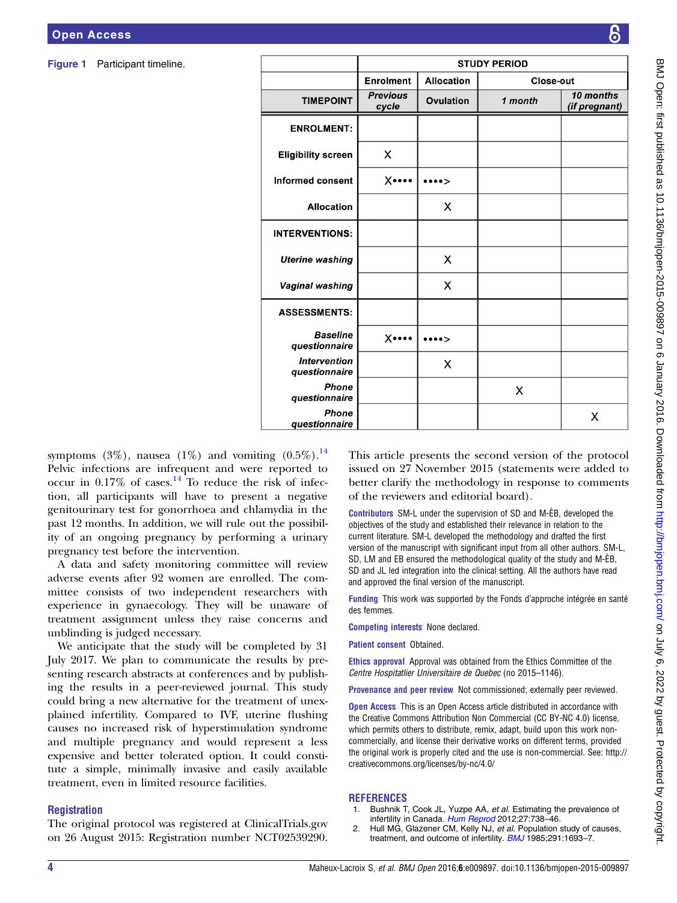Figure 1 Participant timeline.

| | STUDY PERIOD | | | |
|---|---|---|---|---|
| | Enrolment | Allocation | Close-out | |
| TIMEPOINT | *Previous cycle* | Ovulation | *1 month* | *10 months (if pregnant)* |
| **ENROLMENT:** | | | | |
| **Eligibility screen** | X | | | |
| **Informed consent** | X•••• | ••••> | | |
| **Allocation** | | X | | |
| **INTERVENTIONS:** | | | | |
| ***Uterine washing*** | | X | | |
| ***Vaginal washing*** | | X | | |
| **ASSESSMENTS:** | | | | |
| ***Baseline questionnaire*** | X•••• | ••••> | | |
| ***Intervention questionnaire*** | | X | | |
| ***Phone questionnaire*** | | | X | |
| ***Phone questionnaire*** | | | | X |

symptoms (3%), nausea (1%) and vomiting (0.5%).[14] Pelvic infections are infrequent and were reported to occur in 0.17% of cases.[14] To reduce the risk of infection, all participants will have to present a negative genitourinary test for gonorrhoea and chlamydia in the past 12 months. In addition, we will rule out the possibility of an ongoing pregnancy by performing a urinary pregnancy test before the intervention.

A data and safety monitoring committee will review adverse events after 92 women are enrolled. The committee consists of two independent researchers with experience in gynaecology. They will be unaware of treatment assignment unless they raise concerns and unblinding is judged necessary.

We anticipate that the study will be completed by 31 July 2017. We plan to communicate the results by presenting research abstracts at conferences and by publishing the results in a peer-reviewed journal. This study could bring a new alternative for the treatment of unexplained infertility. Compared to IVF, uterine flushing causes no increased risk of hyperstimulation syndrome and multiple pregnancy and would represent a less expensive and better tolerated option. It could constitute a simple, minimally invasive and easily available treatment, even in limited resource facilities.

## Registration

The original protocol was registered at ClinicalTrials.gov on 26 August 2015: Registration number NCT02539290. This article presents the second version of the protocol issued on 27 November 2015 (statements were added to better clarify the methodology in response to comments of the reviewers and editorial board).

**Contributors** SM-L under the supervision of SD and M-ÈB, developed the objectives of the study and established their relevance in relation to the current literature. SM-L developed the methodology and drafted the first version of the manuscript with significant input from all other authors. SM-L, SD, LM and EB ensured the methodological quality of the study and M-ÈB, SD and JL led integration into the clinical setting. All the authors have read and approved the final version of the manuscript.

**Funding** This work was supported by the Fonds d'approche intégrée en santé des femmes.

**Competing interests** None declared.

**Patient consent** Obtained.

**Ethics approval** Approval was obtained from the Ethics Committee of the *Centre Hospitatlier Universitaire de Quebec* (no 2015–1146).

**Provenance and peer review** Not commissioned; externally peer reviewed.

**Open Access** This is an Open Access article distributed in accordance with the Creative Commons Attribution Non Commercial (CC BY-NC 4.0) license, which permits others to distribute, remix, adapt, build upon this work non-commercially, and license their derivative works on different terms, provided the original work is properly cited and the use is non-commercial. See: http://creativecommons.org/licenses/by-nc/4.0/

## REFERENCES

1. Bushnik T, Cook JL, Yuzpe AA, *et al*. Estimating the prevalence of infertility in Canada. *Hum Reprod* 2012;27:738–46.
2. Hull MG, Glazener CM, Kelly NJ, *et al*. Population study of causes, treatment, and outcome of infertility. *BMJ* 1985;291:1693–7.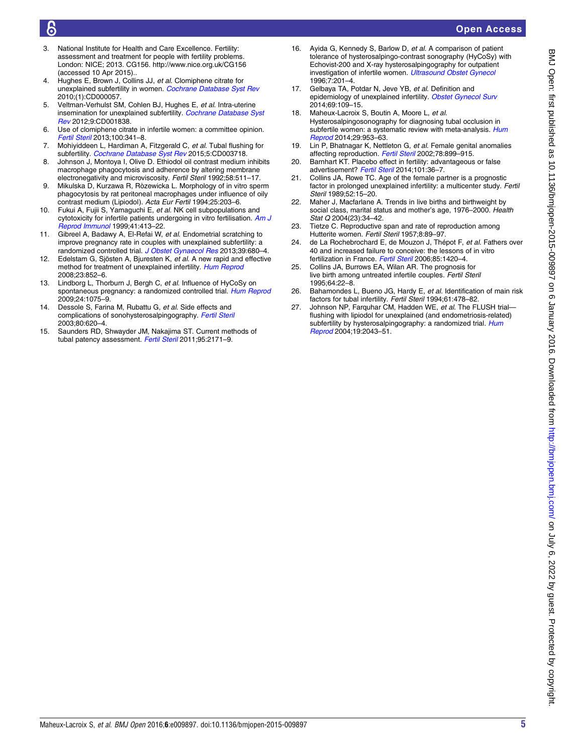3. National Institute for Health and Care Excellence. Fertility: assessment and treatment for people with fertility problems. London: NICE; 2013. CG156. http://www.nice.org.uk/CG156 (accessed 10 Apr 2015)..
4. Hughes E, Brown J, Collins JJ, *et al*. Clomiphene citrate for unexplained subfertility in women. *Cochrane Database Syst Rev* 2010;(1):CD000057.
5. Veltman-Verhulst SM, Cohlen BJ, Hughes E, *et al*. Intra-uterine insemination for unexplained subfertility. *Cochrane Database Syst Rev* 2012;9:CD001838.
6. Use of clomiphene citrate in infertile women: a committee opinion. *Fertil Steril* 2013;100:341–8.
7. Mohiyiddeen L, Hardiman A, Fitzgerald C, *et al*. Tubal flushing for subfertility. *Cochrane Database Syst Rev* 2015;5:CD003718.
8. Johnson J, Montoya I, Olive D. Ethiodol oil contrast medium inhibits macrophage phagocytosis and adherence by altering membrane electronegativity and microviscosity. *Fertil Steril* 1992;58:511–17.
9. Mikulska D, Kurzawa R, Ròzewicka L. Morphology of in vitro sperm phagocytosis by rat peritoneal macrophages under influence of oily contrast medium (Lipiodol). *Acta Eur Fertil* 1994;25:203–6.
10. Fukui A, Fujii S, Yamaguchi E, *et al*. NK cell subpopulations and cytotoxicity for infertile patients undergoing in vitro fertilisation. *Am J Reprod Immunol* 1999;41:413–22.
11. Gibreel A, Badawy A, El-Refai W, *et al*. Endometrial scratching to improve pregnancy rate in couples with unexplained subfertility: a randomized controlled trial. *J Obstet Gynaecol Res* 2013;39:680–4.
12. Edelstam G, Sjösten A, Bjuresten K, *et al*. A new rapid and effective method for treatment of unexplained infertility. *Hum Reprod* 2008;23:852–6.
13. Lindborg L, Thorburn J, Bergh C, *et al*. Influence of HyCoSy on spontaneous pregnancy: a randomized controlled trial. *Hum Reprod* 2009;24:1075–9.
14. Dessole S, Farina M, Rubattu G, *et al*. Side effects and complications of sonohysterosalpingography. *Fertil Steril* 2003;80:620–4.
15. Saunders RD, Shwayder JM, Nakajima ST. Current methods of tubal patency assessment. *Fertil Steril* 2011;95:2171–9.
16. Ayida G, Kennedy S, Barlow D, *et al*. A comparison of patient tolerance of hysterosalpingo-contrast sonography (HyCoSy) with Echovist-200 and X-ray hysterosalpingography for outpatient investigation of infertile women. *Ultrasound Obstet Gynecol* 1996;7:201–4.
17. Gelbaya TA, Potdar N, Jeve YB, *et al*. Definition and epidemiology of unexplained infertility. *Obstet Gynecol Surv* 2014;69:109–15.
18. Maheux-Lacroix S, Boutin A, Moore L, *et al*. Hysterosalpingosonography for diagnosing tubal occlusion in subfertile women: a systematic review with meta-analysis. *Hum Reprod* 2014;29:953–63.
19. Lin P, Bhatnagar K, Nettleton G, *et al*. Female genital anomalies affecting reproduction. *Fertil Steril* 2002;78:899–915.
20. Barnhart KT. Placebo effect in fertility: advantageous or false advertisement? *Fertil Steril* 2014;101:36–7.
21. Collins JA, Rowe TC. Age of the female partner is a prognostic factor in prolonged unexplained infertility: a multicenter study. *Fertil Steril* 1989;52:15–20.
22. Maher J, Macfarlane A. Trends in live births and birthweight by social class, marital status and mother's age, 1976–2000. *Health Stat Q* 2004(23):34–42.
23. Tietze C. Reproductive span and rate of reproduction among Hutterite women. *Fertil Steril* 1957;8:89–97.
24. de La Rochebrochard E, de Mouzon J, Thépot F, *et al*. Fathers over 40 and increased failure to conceive: the lessons of in vitro fertilization in France. *Fertil Steril* 2006;85:1420–4.
25. Collins JA, Burrows EA, Wilan AR. The prognosis for live birth among untreated infertile couples. *Fertil Steril* 1995;64:22–8.
26. Bahamondes L, Bueno JG, Hardy E, *et al*. Identification of main risk factors for tubal infertility. *Fertil Steril* 1994;61:478–82.
27. Johnson NP, Farquhar CM, Hadden WE, *et al*. The FLUSH trial—flushing with lipiodol for unexplained (and endometriosis-related) subfertility by hysterosalpingography: a randomized trial. *Hum Reprod* 2004;19:2043–51.